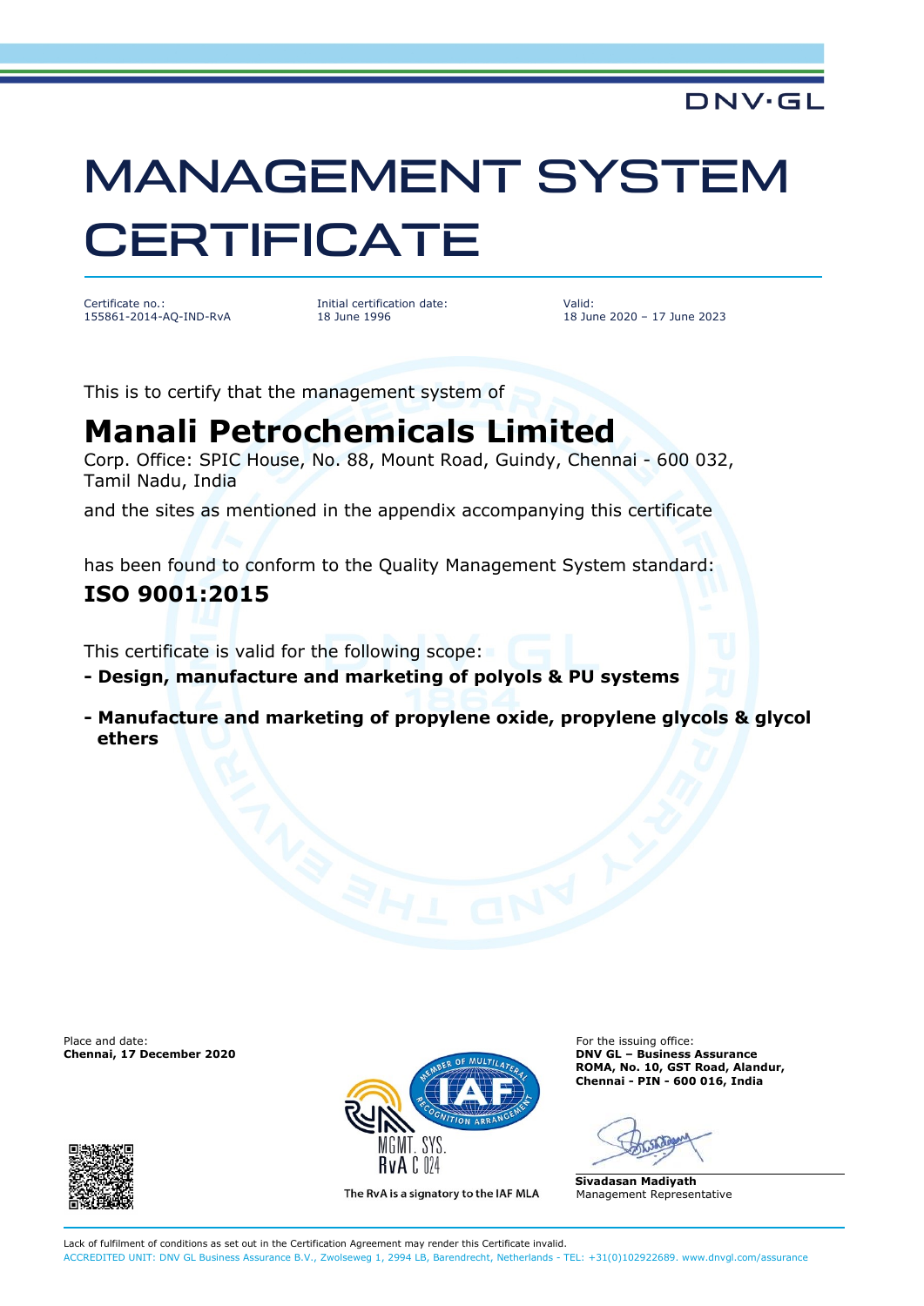DNV·GL

# MANAGEMENT SYSTEM CERTIFICATE

Certificate no.:
155861-2014-AQ-IND-RvA

Initial certification date:
18 June 1996

Valid:
18 June 2020 – 17 June 2023

This is to certify that the management system of

## Manali Petrochemicals Limited

Corp. Office: SPIC House, No. 88, Mount Road, Guindy, Chennai - 600 032, Tamil Nadu, India

and the sites as mentioned in the appendix accompanying this certificate

has been found to conform to the Quality Management System standard:

## ISO 9001:2015

This certificate is valid for the following scope:

**- Design, manufacture and marketing of polyols & PU systems**

**- Manufacture and marketing of propylene oxide, propylene glycols & glycol ethers**

Place and date:
**Chennai, 17 December 2020**

For the issuing office:
**DNV GL – Business Assurance**
**ROMA, No. 10, GST Road, Alandur,**
**Chennai - PIN - 600 016, India**

**Sivadasan Madiyath**
Management Representative

MGMT. SYS.
RvA C 024

The RvA is a signatory to the IAF MLA

Lack of fulfilment of conditions as set out in the Certification Agreement may render this Certificate invalid.
ACCREDITED UNIT: DNV GL Business Assurance B.V., Zwolseweg 1, 2994 LB, Barendrecht, Netherlands - TEL: +31(0)102922689. www.dnvgl.com/assurance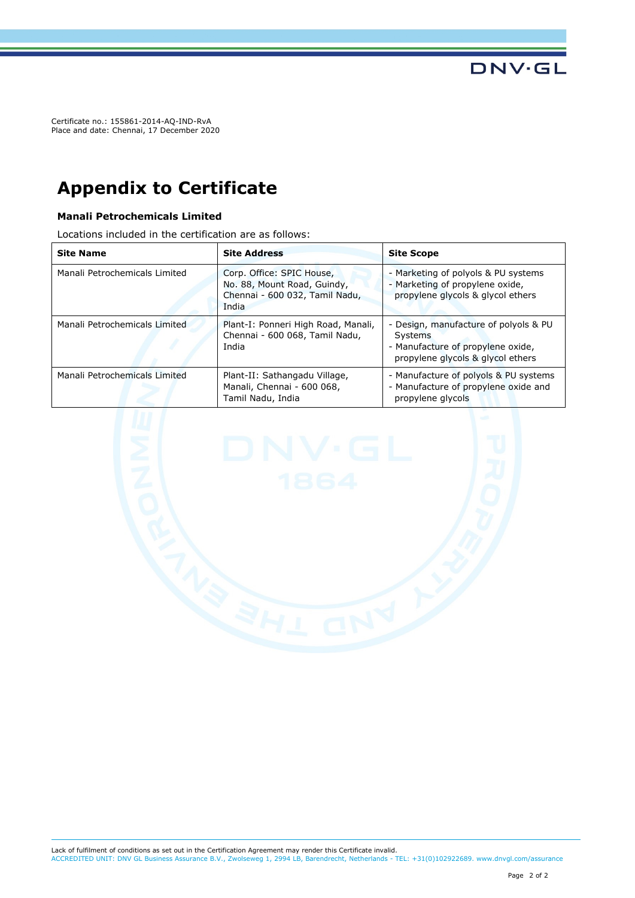Certificate no.: 155861-2014-AQ-IND-RvA
Place and date: Chennai, 17 December 2020

# Appendix to Certificate

**Manali Petrochemicals Limited**

Locations included in the certification are as follows:

| Site Name | Site Address | Site Scope |
|---|---|---|
| Manali Petrochemicals Limited | Corp. Office: SPIC House, No. 88, Mount Road, Guindy, Chennai - 600 032, Tamil Nadu, India | - Marketing of polyols & PU systems<br>- Marketing of propylene oxide, propylene glycols & glycol ethers |
| Manali Petrochemicals Limited | Plant-I: Ponneri High Road, Manali, Chennai - 600 068, Tamil Nadu, India | - Design, manufacture of polyols & PU Systems<br>- Manufacture of propylene oxide, propylene glycols & glycol ethers |
| Manali Petrochemicals Limited | Plant-II: Sathangadu Village, Manali, Chennai - 600 068, Tamil Nadu, India | - Manufacture of polyols & PU systems<br>- Manufacture of propylene oxide and propylene glycols |

Lack of fulfilment of conditions as set out in the Certification Agreement may render this Certificate invalid.
ACCREDITED UNIT: DNV GL Business Assurance B.V., Zwolseweg 1, 2994 LB, Barendrecht, Netherlands - TEL: +31(0)102922689. www.dnvgl.com/assurance